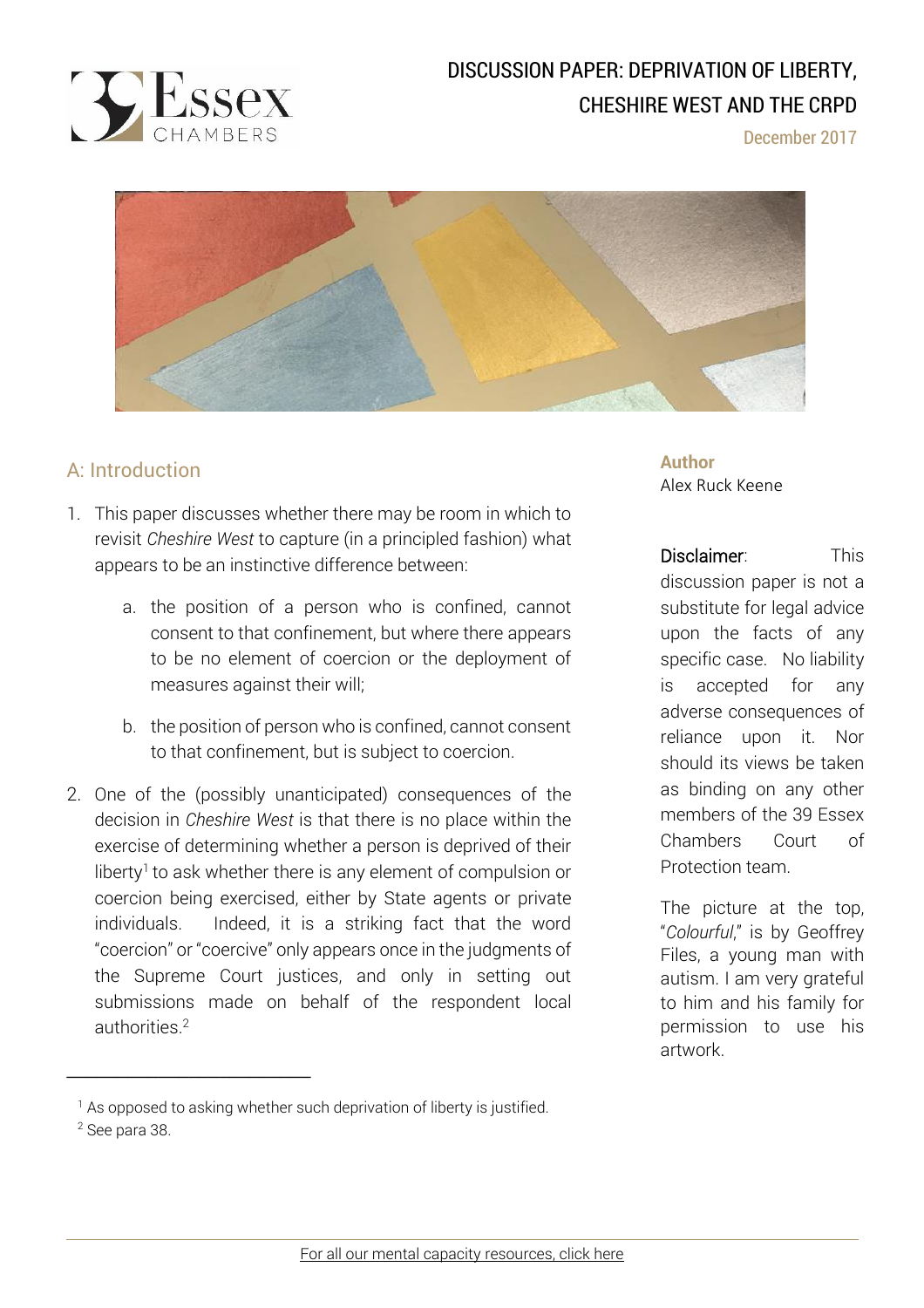# DISCUSSION PAPER: DEPRIVATION OF LIBERTY, CHESHIRE WEST AND THE CRPD

December 2017

**Author**
Alex Ruck Keene

Disclaimer: This discussion paper is not a substitute for legal advice upon the facts of any specific case. No liability is accepted for any adverse consequences of reliance upon it. Nor should its views be taken as binding on any other members of the 39 Essex Chambers Court of Protection team.

The picture at the top, "*Colourful*," is by Geoffrey Files, a young man with autism. I am very grateful to him and his family for permission to use his artwork.

## A: Introduction

1. This paper discusses whether there may be room in which to revisit *Cheshire West* to capture (in a principled fashion) what appears to be an instinctive difference between:

    a. the position of a person who is confined, cannot consent to that confinement, but where there appears to be no element of coercion or the deployment of measures against their will;

    b. the position of person who is confined, cannot consent to that confinement, but is subject to coercion.

2. One of the (possibly unanticipated) consequences of the decision in *Cheshire West* is that there is no place within the exercise of determining whether a person is deprived of their liberty[1] to ask whether there is any element of compulsion or coercion being exercised, either by State agents or private individuals. Indeed, it is a striking fact that the word "coercion" or "coercive" only appears once in the judgments of the Supreme Court justices, and only in setting out submissions made on behalf of the respondent local authorities.[2]

---

[1] As opposed to asking whether such deprivation of liberty is justified.

[2] See para 38.

For all our mental capacity resources, click here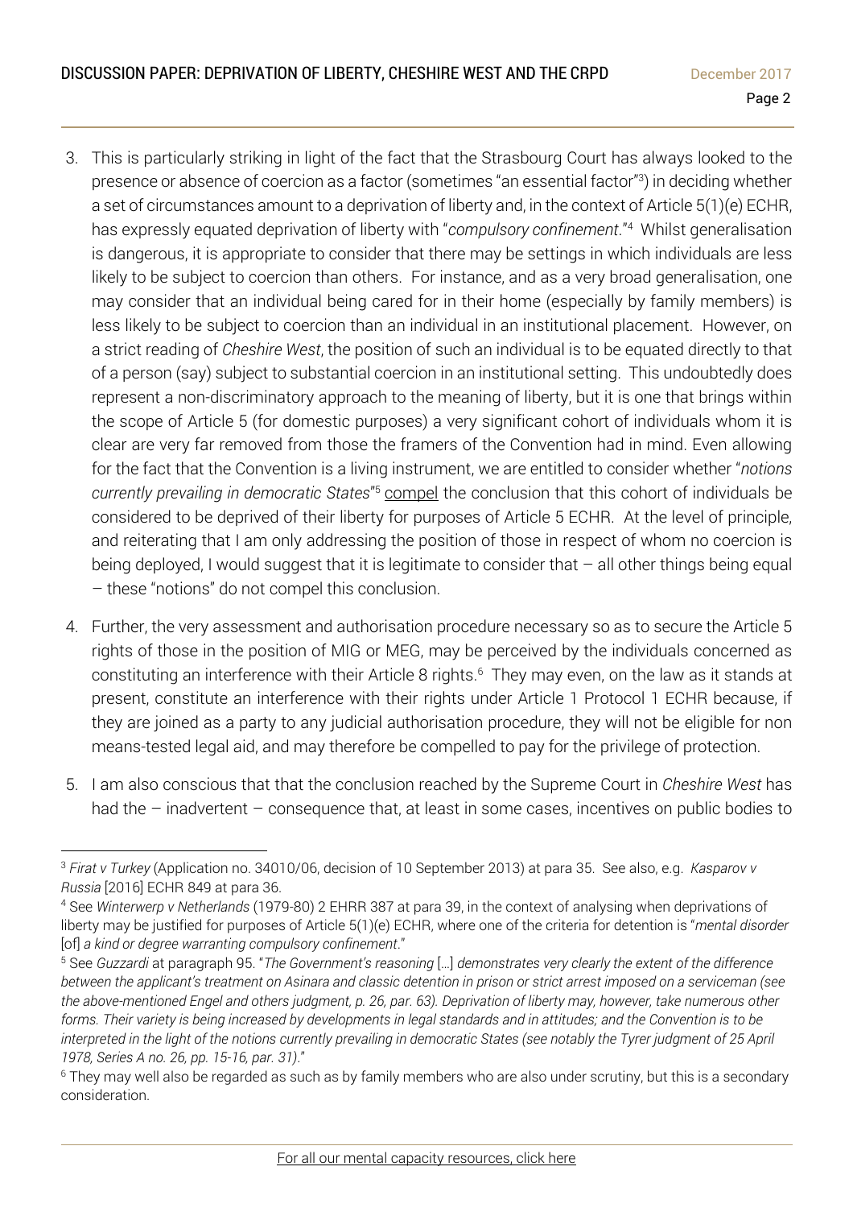3. This is particularly striking in light of the fact that the Strasbourg Court has always looked to the presence or absence of coercion as a factor (sometimes "an essential factor"[3]) in deciding whether a set of circumstances amount to a deprivation of liberty and, in the context of Article 5(1)(e) ECHR, has expressly equated deprivation of liberty with "*compulsory confinement*."[4] Whilst generalisation is dangerous, it is appropriate to consider that there may be settings in which individuals are less likely to be subject to coercion than others. For instance, and as a very broad generalisation, one may consider that an individual being cared for in their home (especially by family members) is less likely to be subject to coercion than an individual in an institutional placement. However, on a strict reading of *Cheshire West*, the position of such an individual is to be equated directly to that of a person (say) subject to substantial coercion in an institutional setting. This undoubtedly does represent a non-discriminatory approach to the meaning of liberty, but it is one that brings within the scope of Article 5 (for domestic purposes) a very significant cohort of individuals whom it is clear are very far removed from those the framers of the Convention had in mind. Even allowing for the fact that the Convention is a living instrument, we are entitled to consider whether "*notions currently prevailing in democratic States*"[5] compel the conclusion that this cohort of individuals be considered to be deprived of their liberty for purposes of Article 5 ECHR. At the level of principle, and reiterating that I am only addressing the position of those in respect of whom no coercion is being deployed, I would suggest that it is legitimate to consider that – all other things being equal – these "notions" do not compel this conclusion.

4. Further, the very assessment and authorisation procedure necessary so as to secure the Article 5 rights of those in the position of MIG or MEG, may be perceived by the individuals concerned as constituting an interference with their Article 8 rights.[6] They may even, on the law as it stands at present, constitute an interference with their rights under Article 1 Protocol 1 ECHR because, if they are joined as a party to any judicial authorisation procedure, they will not be eligible for non means-tested legal aid, and may therefore be compelled to pay for the privilege of protection.

5. I am also conscious that that the conclusion reached by the Supreme Court in *Cheshire West* has had the – inadvertent – consequence that, at least in some cases, incentives on public bodies to

---

[3] *Firat v Turkey* (Application no. 34010/06, decision of 10 September 2013) at para 35. See also, e.g. *Kasparov v Russia* [2016] ECHR 849 at para 36.

[4] See *Winterwerp v Netherlands* (1979-80) 2 EHRR 387 at para 39, in the context of analysing when deprivations of liberty may be justified for purposes of Article 5(1)(e) ECHR, where one of the criteria for detention is "*mental disorder* [of] *a kind or degree warranting compulsory confinement*."

[5] See *Guzzardi* at paragraph 95. "*The Government's reasoning* […] *demonstrates very clearly the extent of the difference between the applicant's treatment on Asinara and classic detention in prison or strict arrest imposed on a serviceman (see the above-mentioned Engel and others judgment, p. 26, par. 63). Deprivation of liberty may, however, take numerous other forms. Their variety is being increased by developments in legal standards and in attitudes; and the Convention is to be interpreted in the light of the notions currently prevailing in democratic States (see notably the Tyrer judgment of 25 April 1978, Series A no. 26, pp. 15-16, par. 31).*"

[6] They may well also be regarded as such as by family members who are also under scrutiny, but this is a secondary consideration.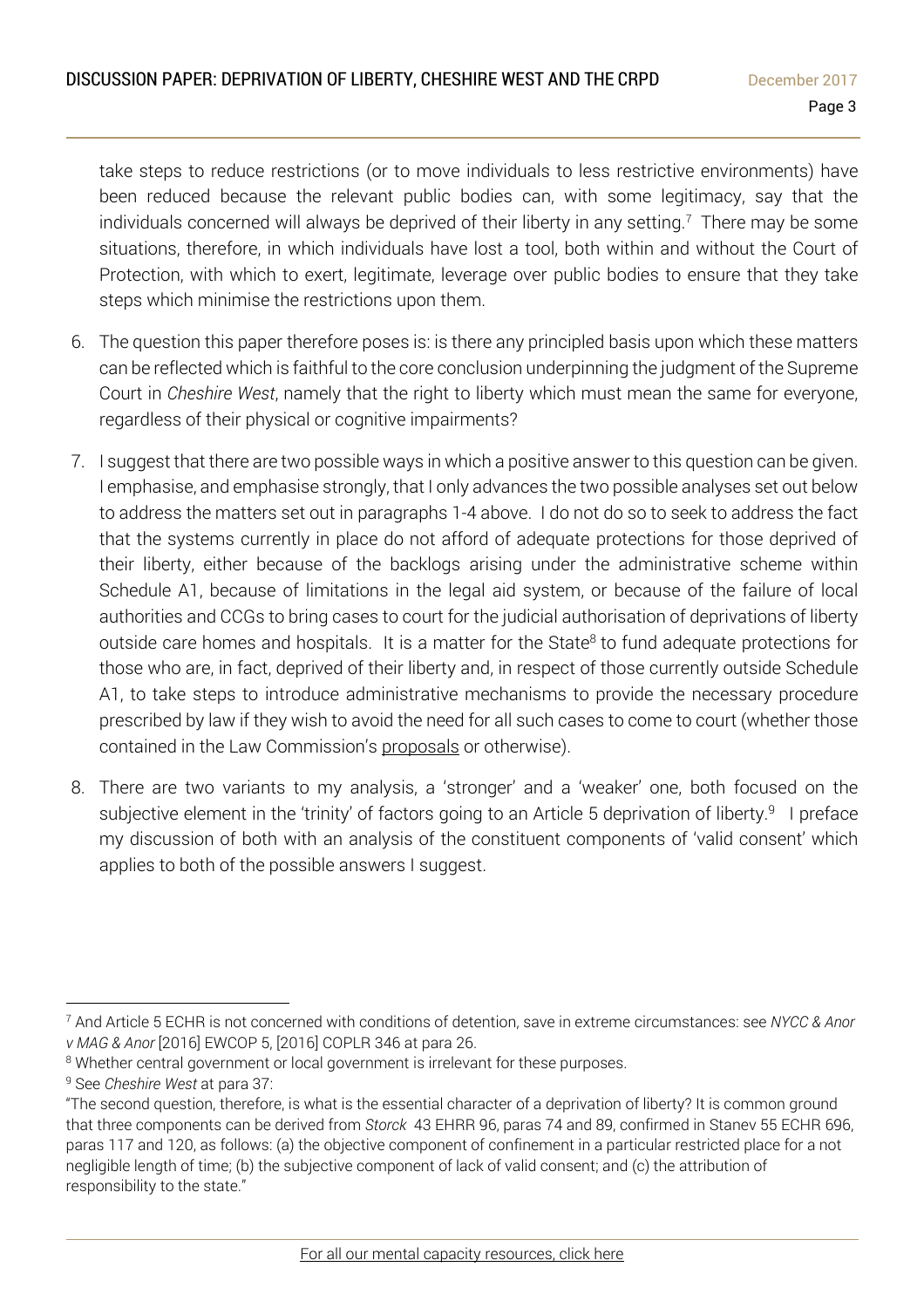take steps to reduce restrictions (or to move individuals to less restrictive environments) have been reduced because the relevant public bodies can, with some legitimacy, say that the individuals concerned will always be deprived of their liberty in any setting.[7] There may be some situations, therefore, in which individuals have lost a tool, both within and without the Court of Protection, with which to exert, legitimate, leverage over public bodies to ensure that they take steps which minimise the restrictions upon them.

6. The question this paper therefore poses is: is there any principled basis upon which these matters can be reflected which is faithful to the core conclusion underpinning the judgment of the Supreme Court in *Cheshire West*, namely that the right to liberty which must mean the same for everyone, regardless of their physical or cognitive impairments?

7. I suggest that there are two possible ways in which a positive answer to this question can be given. I emphasise, and emphasise strongly, that I only advances the two possible analyses set out below to address the matters set out in paragraphs 1-4 above. I do not do so to seek to address the fact that the systems currently in place do not afford of adequate protections for those deprived of their liberty, either because of the backlogs arising under the administrative scheme within Schedule A1, because of limitations in the legal aid system, or because of the failure of local authorities and CCGs to bring cases to court for the judicial authorisation of deprivations of liberty outside care homes and hospitals. It is a matter for the State[8] to fund adequate protections for those who are, in fact, deprived of their liberty and, in respect of those currently outside Schedule A1, to take steps to introduce administrative mechanisms to provide the necessary procedure prescribed by law if they wish to avoid the need for all such cases to come to court (whether those contained in the Law Commission's proposals or otherwise).

8. There are two variants to my analysis, a 'stronger' and a 'weaker' one, both focused on the subjective element in the 'trinity' of factors going to an Article 5 deprivation of liberty.[9] I preface my discussion of both with an analysis of the constituent components of 'valid consent' which applies to both of the possible answers I suggest.

---

[7] And Article 5 ECHR is not concerned with conditions of detention, save in extreme circumstances: see *NYCC & Anor v MAG & Anor* [2016] EWCOP 5, [2016] COPLR 346 at para 26.

[8] Whether central government or local government is irrelevant for these purposes.

[9] See *Cheshire West* at para 37:

"The second question, therefore, is what is the essential character of a deprivation of liberty? It is common ground that three components can be derived from *Storck* 43 EHRR 96, paras 74 and 89, confirmed in Stanev 55 ECHR 696, paras 117 and 120, as follows: (a) the objective component of confinement in a particular restricted place for a not negligible length of time; (b) the subjective component of lack of valid consent; and (c) the attribution of responsibility to the state."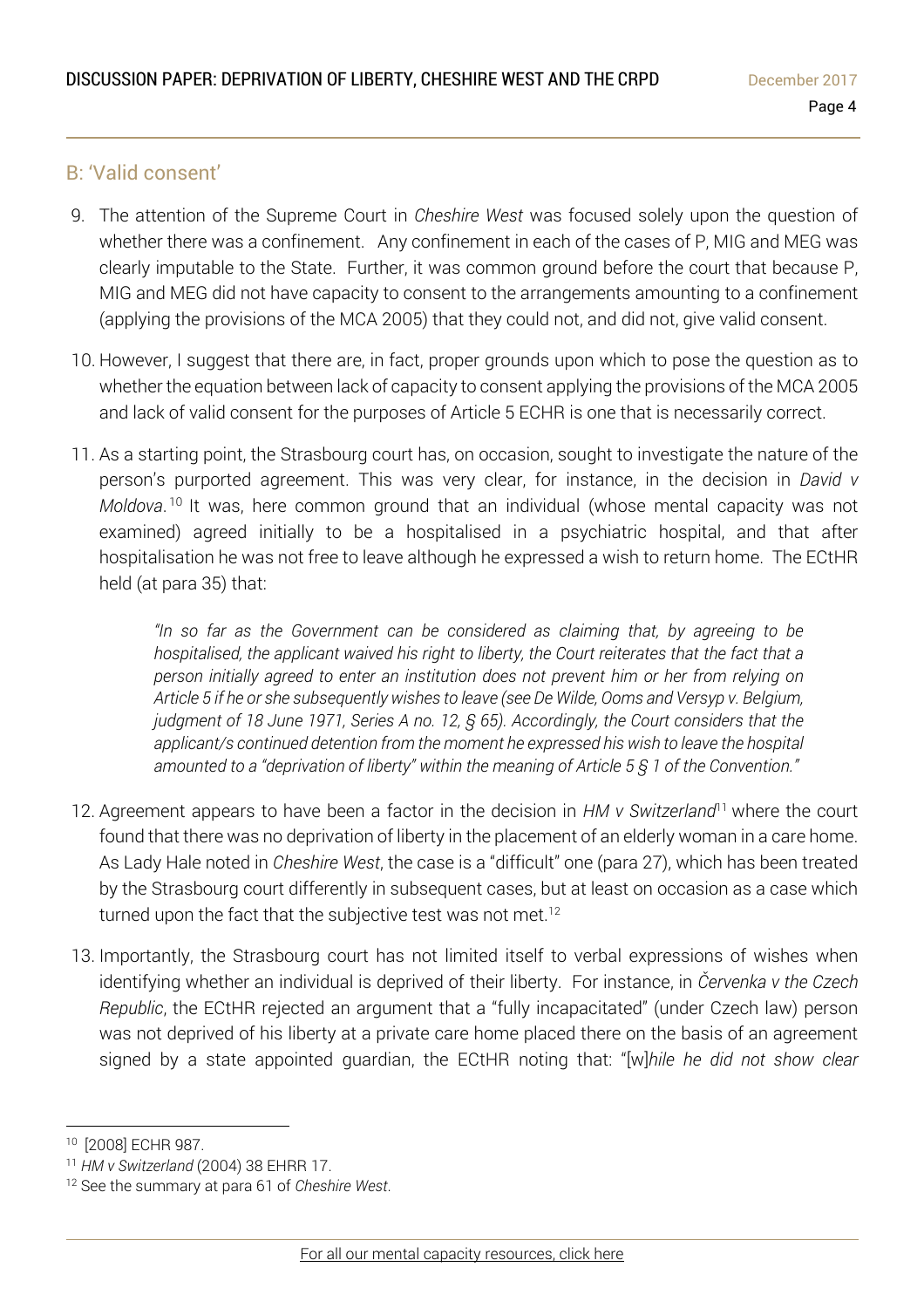## B: 'Valid consent'

9. The attention of the Supreme Court in *Cheshire West* was focused solely upon the question of whether there was a confinement. Any confinement in each of the cases of P, MIG and MEG was clearly imputable to the State. Further, it was common ground before the court that because P, MIG and MEG did not have capacity to consent to the arrangements amounting to a confinement (applying the provisions of the MCA 2005) that they could not, and did not, give valid consent.

10. However, I suggest that there are, in fact, proper grounds upon which to pose the question as to whether the equation between lack of capacity to consent applying the provisions of the MCA 2005 and lack of valid consent for the purposes of Article 5 ECHR is one that is necessarily correct.

11. As a starting point, the Strasbourg court has, on occasion, sought to investigate the nature of the person's purported agreement. This was very clear, for instance, in the decision in *David v Moldova*.[10] It was, here common ground that an individual (whose mental capacity was not examined) agreed initially to be a hospitalised in a psychiatric hospital, and that after hospitalisation he was not free to leave although he expressed a wish to return home. The ECtHR held (at para 35) that:

> *"In so far as the Government can be considered as claiming that, by agreeing to be hospitalised, the applicant waived his right to liberty, the Court reiterates that the fact that a person initially agreed to enter an institution does not prevent him or her from relying on Article 5 if he or she subsequently wishes to leave (see De Wilde, Ooms and Versyp v. Belgium, judgment of 18 June 1971, Series A no. 12, § 65). Accordingly, the Court considers that the applicant/s continued detention from the moment he expressed his wish to leave the hospital amounted to a "deprivation of liberty" within the meaning of Article 5 § 1 of the Convention."*

12. Agreement appears to have been a factor in the decision in *HM v Switzerland*[11] where the court found that there was no deprivation of liberty in the placement of an elderly woman in a care home. As Lady Hale noted in *Cheshire West*, the case is a "difficult" one (para 27), which has been treated by the Strasbourg court differently in subsequent cases, but at least on occasion as a case which turned upon the fact that the subjective test was not met.[12]

13. Importantly, the Strasbourg court has not limited itself to verbal expressions of wishes when identifying whether an individual is deprived of their liberty. For instance, in *Červenka v the Czech Republic*, the ECtHR rejected an argument that a "fully incapacitated" (under Czech law) person was not deprived of his liberty at a private care home placed there on the basis of an agreement signed by a state appointed guardian, the ECtHR noting that: "[w]*hile he did not show clear*

---

[10] [2008] ECHR 987.

[11] *HM v Switzerland* (2004) 38 EHRR 17.

[12] See the summary at para 61 of *Cheshire West*.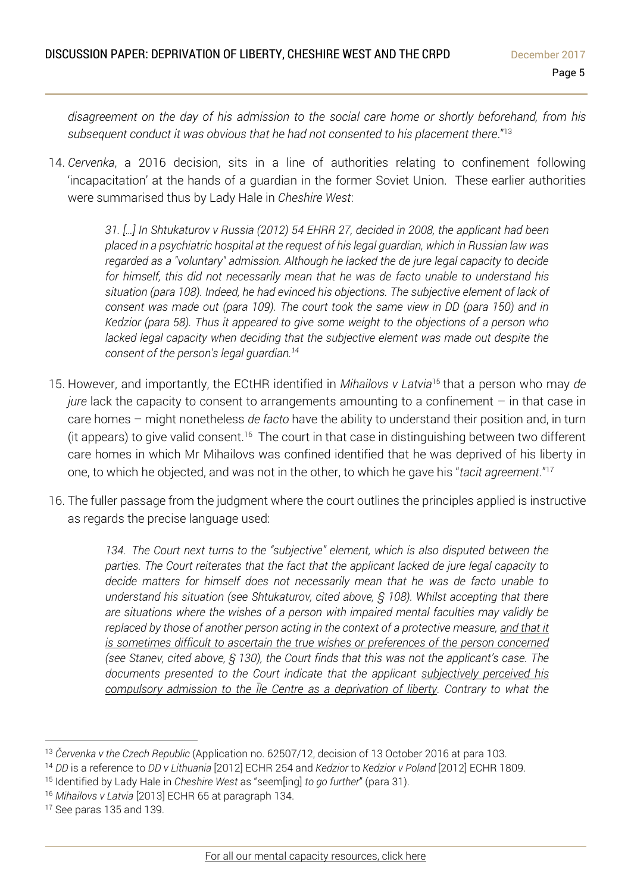*disagreement on the day of his admission to the social care home or shortly beforehand, from his subsequent conduct it was obvious that he had not consented to his placement there.*"[13]

14. *Cervenka*, a 2016 decision, sits in a line of authorities relating to confinement following 'incapacitation' at the hands of a guardian in the former Soviet Union. These earlier authorities were summarised thus by Lady Hale in *Cheshire West*:

> *31. […] In Shtukaturov v Russia (2012) 54 EHRR 27, decided in 2008, the applicant had been placed in a psychiatric hospital at the request of his legal guardian, which in Russian law was regarded as a "voluntary" admission. Although he lacked the de jure legal capacity to decide for himself, this did not necessarily mean that he was de facto unable to understand his situation (para 108). Indeed, he had evinced his objections. The subjective element of lack of consent was made out (para 109). The court took the same view in DD (para 150) and in Kedzior (para 58). Thus it appeared to give some weight to the objections of a person who lacked legal capacity when deciding that the subjective element was made out despite the consent of the person's legal guardian.*[14]

15. However, and importantly, the ECtHR identified in *Mihailovs v Latvia*[15] that a person who may *de jure* lack the capacity to consent to arrangements amounting to a confinement – in that case in care homes – might nonetheless *de facto* have the ability to understand their position and, in turn (it appears) to give valid consent.[16] The court in that case in distinguishing between two different care homes in which Mr Mihailovs was confined identified that he was deprived of his liberty in one, to which he objected, and was not in the other, to which he gave his "*tacit agreement*."[17]

16. The fuller passage from the judgment where the court outlines the principles applied is instructive as regards the precise language used:

> *134. The Court next turns to the "subjective" element, which is also disputed between the parties. The Court reiterates that the fact that the applicant lacked de jure legal capacity to decide matters for himself does not necessarily mean that he was de facto unable to understand his situation (see Shtukaturov, cited above, § 108). Whilst accepting that there are situations where the wishes of a person with impaired mental faculties may validly be replaced by those of another person acting in the context of a protective measure, <u>and that it is sometimes difficult to ascertain the true wishes or preferences of the person concerned</u> (see Stanev, cited above, § 130), the Court finds that this was not the applicant's case. The documents presented to the Court indicate that the applicant <u>subjectively perceived his compulsory admission to the Īle Centre as a deprivation of liberty</u>. Contrary to what the*

---

[13] *Červenka v the Czech Republic* (Application no. 62507/12, decision of 13 October 2016 at para 103.

[14] *DD* is a reference to *DD v Lithuania* [2012] ECHR 254 and *Kedzior* to *Kedzior v Poland* [2012] ECHR 1809.

[15] Identified by Lady Hale in *Cheshire West* as "seem[ing] *to go further*" (para 31).

[16] *Mihailovs v Latvia* [2013] ECHR 65 at paragraph 134.

[17] See paras 135 and 139.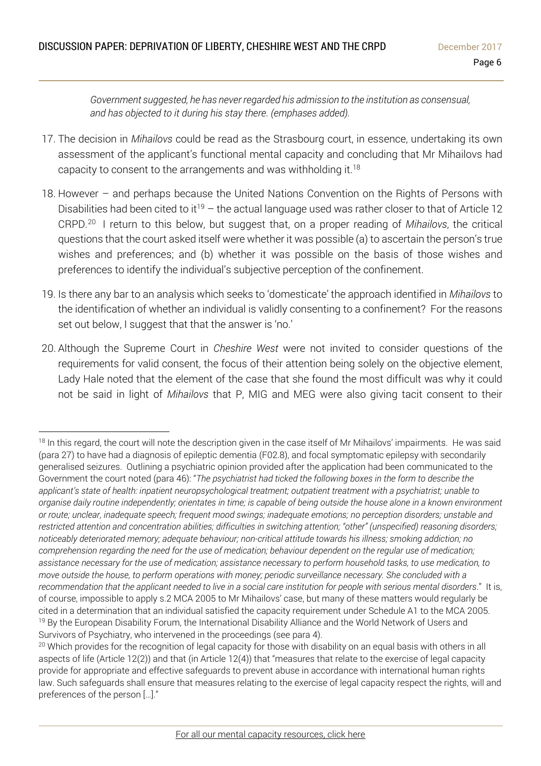*Government suggested, he has never regarded his admission to the institution as consensual, and has objected to it during his stay there. (emphases added).*

17. The decision in *Mihailovs* could be read as the Strasbourg court, in essence, undertaking its own assessment of the applicant's functional mental capacity and concluding that Mr Mihailovs had capacity to consent to the arrangements and was withholding it.[18]

18. However – and perhaps because the United Nations Convention on the Rights of Persons with Disabilities had been cited to it[19] – the actual language used was rather closer to that of Article 12 CRPD.[20] I return to this below, but suggest that, on a proper reading of *Mihailovs*, the critical questions that the court asked itself were whether it was possible (a) to ascertain the person's true wishes and preferences; and (b) whether it was possible on the basis of those wishes and preferences to identify the individual's subjective perception of the confinement.

19. Is there any bar to an analysis which seeks to 'domesticate' the approach identified in *Mihailovs* to the identification of whether an individual is validly consenting to a confinement? For the reasons set out below, I suggest that that the answer is 'no.'

20. Although the Supreme Court in *Cheshire West* were not invited to consider questions of the requirements for valid consent, the focus of their attention being solely on the objective element, Lady Hale noted that the element of the case that she found the most difficult was why it could not be said in light of *Mihailovs* that P, MIG and MEG were also giving tacit consent to their

---

[18] In this regard, the court will note the description given in the case itself of Mr Mihailovs' impairments. He was said (para 27) to have had a diagnosis of epileptic dementia (F02.8), and focal symptomatic epilepsy with secondarily generalised seizures. Outlining a psychiatric opinion provided after the application had been communicated to the Government the court noted (para 46): "*The psychiatrist had ticked the following boxes in the form to describe the applicant's state of health: inpatient neuropsychological treatment; outpatient treatment with a psychiatrist; unable to organise daily routine independently; orientates in time; is capable of being outside the house alone in a known environment or route; unclear, inadequate speech; frequent mood swings; inadequate emotions; no perception disorders; unstable and restricted attention and concentration abilities; difficulties in switching attention; "other" (unspecified) reasoning disorders; noticeably deteriorated memory; adequate behaviour; non-critical attitude towards his illness; smoking addiction; no comprehension regarding the need for the use of medication; behaviour dependent on the regular use of medication; assistance necessary for the use of medication; assistance necessary to perform household tasks, to use medication, to move outside the house, to perform operations with money; periodic surveillance necessary. She concluded with a recommendation that the applicant needed to live in a social care institution for people with serious mental disorders*." It is, of course, impossible to apply s.2 MCA 2005 to Mr Mihailovs' case, but many of these matters would regularly be cited in a determination that an individual satisfied the capacity requirement under Schedule A1 to the MCA 2005.

[19] By the European Disability Forum, the International Disability Alliance and the World Network of Users and Survivors of Psychiatry, who intervened in the proceedings (see para 4).

[20] Which provides for the recognition of legal capacity for those with disability on an equal basis with others in all aspects of life (Article 12(2)) and that (in Article 12(4)) that "measures that relate to the exercise of legal capacity provide for appropriate and effective safeguards to prevent abuse in accordance with international human rights law. Such safeguards shall ensure that measures relating to the exercise of legal capacity respect the rights, will and preferences of the person […]."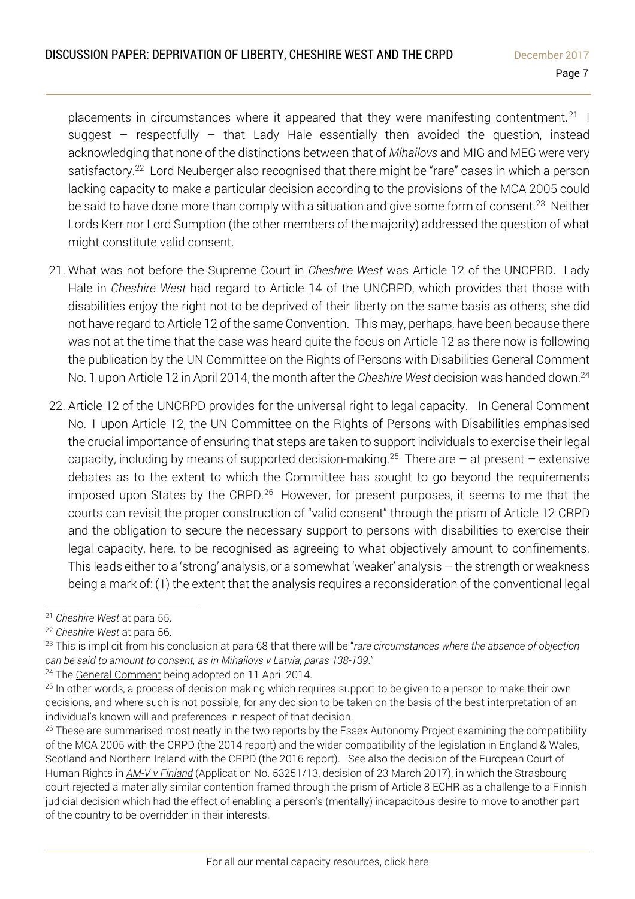placements in circumstances where it appeared that they were manifesting contentment.[21] I suggest – respectfully – that Lady Hale essentially then avoided the question, instead acknowledging that none of the distinctions between that of *Mihailovs* and MIG and MEG were very satisfactory.[22] Lord Neuberger also recognised that there might be "rare" cases in which a person lacking capacity to make a particular decision according to the provisions of the MCA 2005 could be said to have done more than comply with a situation and give some form of consent.[23] Neither Lords Kerr nor Lord Sumption (the other members of the majority) addressed the question of what might constitute valid consent.

21. What was not before the Supreme Court in *Cheshire West* was Article 12 of the UNCPRD. Lady Hale in *Cheshire West* had regard to Article 14 of the UNCRPD, which provides that those with disabilities enjoy the right not to be deprived of their liberty on the same basis as others; she did not have regard to Article 12 of the same Convention. This may, perhaps, have been because there was not at the time that the case was heard quite the focus on Article 12 as there now is following the publication by the UN Committee on the Rights of Persons with Disabilities General Comment No. 1 upon Article 12 in April 2014, the month after the *Cheshire West* decision was handed down.[24]

22. Article 12 of the UNCRPD provides for the universal right to legal capacity. In General Comment No. 1 upon Article 12, the UN Committee on the Rights of Persons with Disabilities emphasised the crucial importance of ensuring that steps are taken to support individuals to exercise their legal capacity, including by means of supported decision-making.[25] There are – at present – extensive debates as to the extent to which the Committee has sought to go beyond the requirements imposed upon States by the CRPD.[26] However, for present purposes, it seems to me that the courts can revisit the proper construction of "valid consent" through the prism of Article 12 CRPD and the obligation to secure the necessary support to persons with disabilities to exercise their legal capacity, here, to be recognised as agreeing to what objectively amount to confinements. This leads either to a 'strong' analysis, or a somewhat 'weaker' analysis – the strength or weakness being a mark of: (1) the extent that the analysis requires a reconsideration of the conventional legal

---

[21] *Cheshire West* at para 55.

[22] *Cheshire West* at para 56.

[23] This is implicit from his conclusion at para 68 that there will be "*rare circumstances where the absence of objection can be said to amount to consent, as in Mihailovs v Latvia, paras 138-139*."

[24] The General Comment being adopted on 11 April 2014.

[25] In other words, a process of decision-making which requires support to be given to a person to make their own decisions, and where such is not possible, for any decision to be taken on the basis of the best interpretation of an individual's known will and preferences in respect of that decision.

[26] These are summarised most neatly in the two reports by the Essex Autonomy Project examining the compatibility of the MCA 2005 with the CRPD (the 2014 report) and the wider compatibility of the legislation in England & Wales, Scotland and Northern Ireland with the CRPD (the 2016 report). See also the decision of the European Court of Human Rights in *AM-V v Finland* (Application No. 53251/13, decision of 23 March 2017), in which the Strasbourg court rejected a materially similar contention framed through the prism of Article 8 ECHR as a challenge to a Finnish judicial decision which had the effect of enabling a person's (mentally) incapacitous desire to move to another part of the country to be overridden in their interests.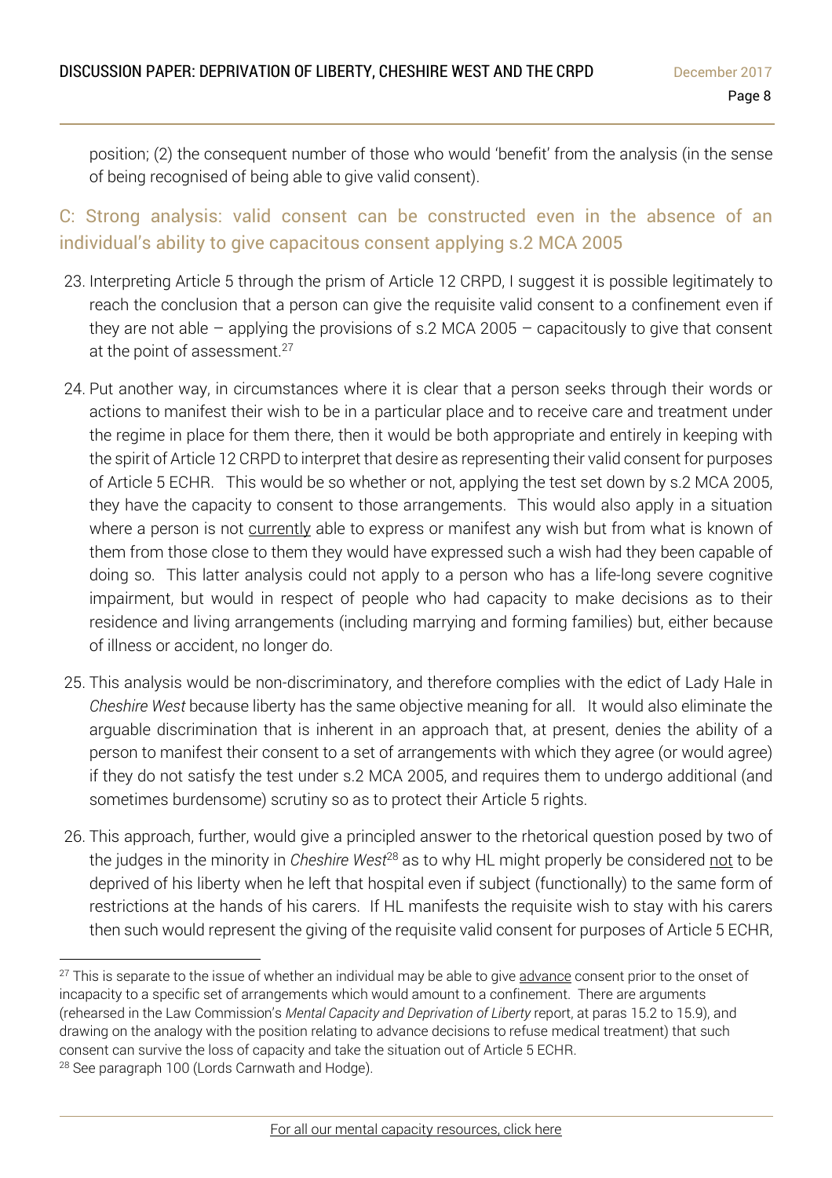position; (2) the consequent number of those who would 'benefit' from the analysis (in the sense of being recognised of being able to give valid consent).

## C: Strong analysis: valid consent can be constructed even in the absence of an individual's ability to give capacitous consent applying s.2 MCA 2005

23. Interpreting Article 5 through the prism of Article 12 CRPD, I suggest it is possible legitimately to reach the conclusion that a person can give the requisite valid consent to a confinement even if they are not able – applying the provisions of s.2 MCA 2005 – capacitously to give that consent at the point of assessment.[27]

24. Put another way, in circumstances where it is clear that a person seeks through their words or actions to manifest their wish to be in a particular place and to receive care and treatment under the regime in place for them there, then it would be both appropriate and entirely in keeping with the spirit of Article 12 CRPD to interpret that desire as representing their valid consent for purposes of Article 5 ECHR. This would be so whether or not, applying the test set down by s.2 MCA 2005, they have the capacity to consent to those arrangements. This would also apply in a situation where a person is not currently able to express or manifest any wish but from what is known of them from those close to them they would have expressed such a wish had they been capable of doing so. This latter analysis could not apply to a person who has a life-long severe cognitive impairment, but would in respect of people who had capacity to make decisions as to their residence and living arrangements (including marrying and forming families) but, either because of illness or accident, no longer do.

25. This analysis would be non-discriminatory, and therefore complies with the edict of Lady Hale in *Cheshire West* because liberty has the same objective meaning for all. It would also eliminate the arguable discrimination that is inherent in an approach that, at present, denies the ability of a person to manifest their consent to a set of arrangements with which they agree (or would agree) if they do not satisfy the test under s.2 MCA 2005, and requires them to undergo additional (and sometimes burdensome) scrutiny so as to protect their Article 5 rights.

26. This approach, further, would give a principled answer to the rhetorical question posed by two of the judges in the minority in *Cheshire West*[28] as to why HL might properly be considered not to be deprived of his liberty when he left that hospital even if subject (functionally) to the same form of restrictions at the hands of his carers. If HL manifests the requisite wish to stay with his carers then such would represent the giving of the requisite valid consent for purposes of Article 5 ECHR,

---

[27] This is separate to the issue of whether an individual may be able to give advance consent prior to the onset of incapacity to a specific set of arrangements which would amount to a confinement. There are arguments (rehearsed in the Law Commission's *Mental Capacity and Deprivation of Liberty* report, at paras 15.2 to 15.9), and drawing on the analogy with the position relating to advance decisions to refuse medical treatment) that such consent can survive the loss of capacity and take the situation out of Article 5 ECHR.

[28] See paragraph 100 (Lords Carnwath and Hodge).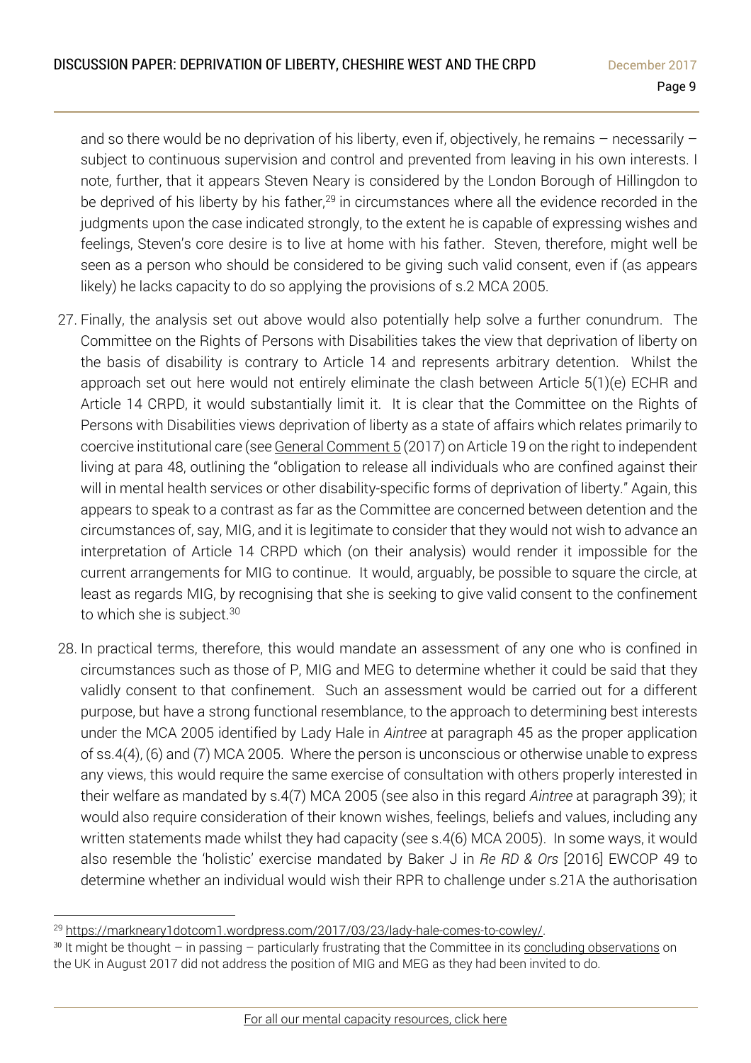and so there would be no deprivation of his liberty, even if, objectively, he remains – necessarily – subject to continuous supervision and control and prevented from leaving in his own interests. I note, further, that it appears Steven Neary is considered by the London Borough of Hillingdon to be deprived of his liberty by his father,[29] in circumstances where all the evidence recorded in the judgments upon the case indicated strongly, to the extent he is capable of expressing wishes and feelings, Steven's core desire is to live at home with his father. Steven, therefore, might well be seen as a person who should be considered to be giving such valid consent, even if (as appears likely) he lacks capacity to do so applying the provisions of s.2 MCA 2005.

27. Finally, the analysis set out above would also potentially help solve a further conundrum. The Committee on the Rights of Persons with Disabilities takes the view that deprivation of liberty on the basis of disability is contrary to Article 14 and represents arbitrary detention. Whilst the approach set out here would not entirely eliminate the clash between Article 5(1)(e) ECHR and Article 14 CRPD, it would substantially limit it. It is clear that the Committee on the Rights of Persons with Disabilities views deprivation of liberty as a state of affairs which relates primarily to coercive institutional care (see General Comment 5 (2017) on Article 19 on the right to independent living at para 48, outlining the "obligation to release all individuals who are confined against their will in mental health services or other disability-specific forms of deprivation of liberty." Again, this appears to speak to a contrast as far as the Committee are concerned between detention and the circumstances of, say, MIG, and it is legitimate to consider that they would not wish to advance an interpretation of Article 14 CRPD which (on their analysis) would render it impossible for the current arrangements for MIG to continue. It would, arguably, be possible to square the circle, at least as regards MIG, by recognising that she is seeking to give valid consent to the confinement to which she is subject.[30]

28. In practical terms, therefore, this would mandate an assessment of any one who is confined in circumstances such as those of P, MIG and MEG to determine whether it could be said that they validly consent to that confinement. Such an assessment would be carried out for a different purpose, but have a strong functional resemblance, to the approach to determining best interests under the MCA 2005 identified by Lady Hale in *Aintree* at paragraph 45 as the proper application of ss.4(4), (6) and (7) MCA 2005. Where the person is unconscious or otherwise unable to express any views, this would require the same exercise of consultation with others properly interested in their welfare as mandated by s.4(7) MCA 2005 (see also in this regard *Aintree* at paragraph 39); it would also require consideration of their known wishes, feelings, beliefs and values, including any written statements made whilst they had capacity (see s.4(6) MCA 2005). In some ways, it would also resemble the 'holistic' exercise mandated by Baker J in *Re RD & Ors* [2016] EWCOP 49 to determine whether an individual would wish their RPR to challenge under s.21A the authorisation

---

[29] https://markneary1dotcom1.wordpress.com/2017/03/23/lady-hale-comes-to-cowley/.

[30] It might be thought – in passing – particularly frustrating that the Committee in its concluding observations on the UK in August 2017 did not address the position of MIG and MEG as they had been invited to do.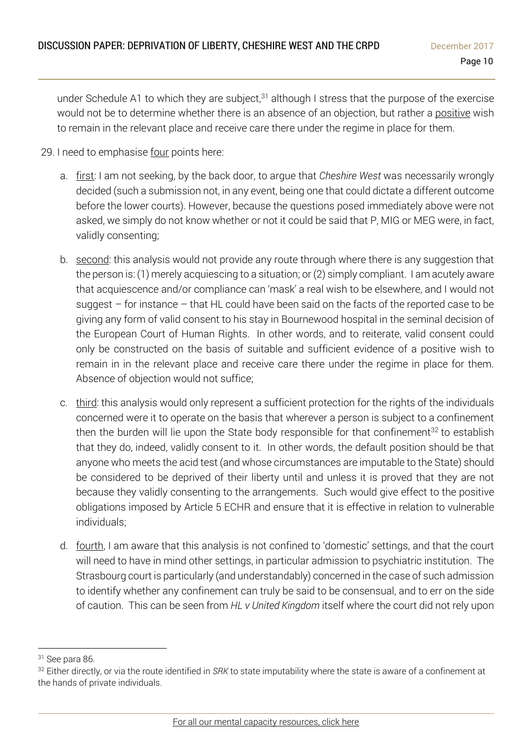under Schedule A1 to which they are subject,[31] although I stress that the purpose of the exercise would not be to determine whether there is an absence of an objection, but rather a positive wish to remain in the relevant place and receive care there under the regime in place for them.

29. I need to emphasise four points here:

a. first: I am not seeking, by the back door, to argue that *Cheshire West* was necessarily wrongly decided (such a submission not, in any event, being one that could dictate a different outcome before the lower courts). However, because the questions posed immediately above were not asked, we simply do not know whether or not it could be said that P, MIG or MEG were, in fact, validly consenting;

b. second: this analysis would not provide any route through where there is any suggestion that the person is: (1) merely acquiescing to a situation; or (2) simply compliant. I am acutely aware that acquiescence and/or compliance can 'mask' a real wish to be elsewhere, and I would not suggest – for instance – that HL could have been said on the facts of the reported case to be giving any form of valid consent to his stay in Bournewood hospital in the seminal decision of the European Court of Human Rights. In other words, and to reiterate, valid consent could only be constructed on the basis of suitable and sufficient evidence of a positive wish to remain in in the relevant place and receive care there under the regime in place for them. Absence of objection would not suffice;

c. third: this analysis would only represent a sufficient protection for the rights of the individuals concerned were it to operate on the basis that wherever a person is subject to a confinement then the burden will lie upon the State body responsible for that confinement[32] to establish that they do, indeed, validly consent to it. In other words, the default position should be that anyone who meets the acid test (and whose circumstances are imputable to the State) should be considered to be deprived of their liberty until and unless it is proved that they are not because they validly consenting to the arrangements. Such would give effect to the positive obligations imposed by Article 5 ECHR and ensure that it is effective in relation to vulnerable individuals;

d. fourth, I am aware that this analysis is not confined to 'domestic' settings, and that the court will need to have in mind other settings, in particular admission to psychiatric institution. The Strasbourg court is particularly (and understandably) concerned in the case of such admission to identify whether any confinement can truly be said to be consensual, and to err on the side of caution. This can be seen from *HL v United Kingdom* itself where the court did not rely upon

---

[31] See para 86.

[32] Either directly, or via the route identified in *SRK* to state imputability where the state is aware of a confinement at the hands of private individuals.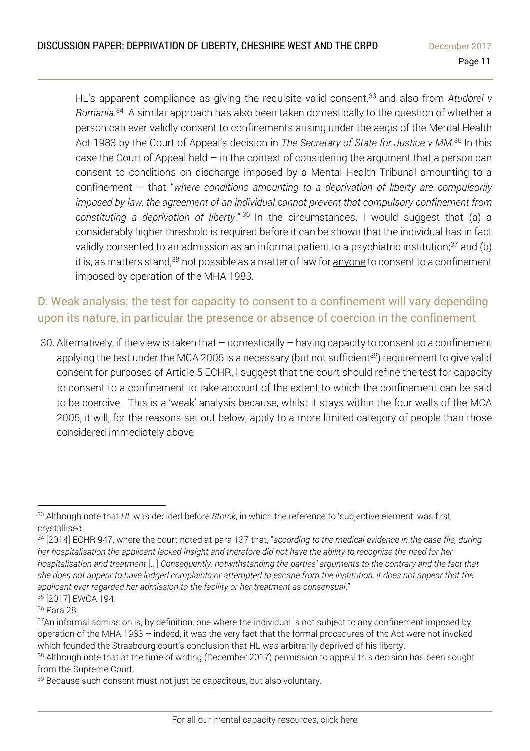HL's apparent compliance as giving the requisite valid consent,[33] and also from *Atudorei v Romania*.[34] A similar approach has also been taken domestically to the question of whether a person can ever validly consent to confinements arising under the aegis of the Mental Health Act 1983 by the Court of Appeal's decision in *The Secretary of State for Justice v MM*.[35] In this case the Court of Appeal held – in the context of considering the argument that a person can consent to conditions on discharge imposed by a Mental Health Tribunal amounting to a confinement – that "*where conditions amounting to a deprivation of liberty are compulsorily imposed by law, the agreement of an individual cannot prevent that compulsory confinement from constituting a deprivation of liberty.*"[36] In the circumstances, I would suggest that (a) a considerably higher threshold is required before it can be shown that the individual has in fact validly consented to an admission as an informal patient to a psychiatric institution;[37] and (b) it is, as matters stand,[38] not possible as a matter of law for <u>anyone</u> to consent to a confinement imposed by operation of the MHA 1983.

## D: Weak analysis: the test for capacity to consent to a confinement will vary depending upon its nature, in particular the presence or absence of coercion in the confinement

30. Alternatively, if the view is taken that – domestically – having capacity to consent to a confinement applying the test under the MCA 2005 is a necessary (but not sufficient[39]) requirement to give valid consent for purposes of Article 5 ECHR, I suggest that the court should refine the test for capacity to consent to a confinement to take account of the extent to which the confinement can be said to be coercive. This is a 'weak' analysis because, whilst it stays within the four walls of the MCA 2005, it will, for the reasons set out below, apply to a more limited category of people than those considered immediately above.

---

[33] Although note that *HL* was decided before *Storck*, in which the reference to 'subjective element' was first crystallised.

[34] [2014] ECHR 947, where the court noted at para 137 that, "*according to the medical evidence in the case-file, during her hospitalisation the applicant lacked insight and therefore did not have the ability to recognise the need for her hospitalisation and treatment* […] *Consequently, notwithstanding the parties' arguments to the contrary and the fact that she does not appear to have lodged complaints or attempted to escape from the institution, it does not appear that the applicant ever regarded her admission to the facility or her treatment as consensual*."

[35] [2017] EWCA 194.

[36] Para 28.

[37] An informal admission is, by definition, one where the individual is not subject to any confinement imposed by operation of the MHA 1983 – indeed, it was the very fact that the formal procedures of the Act were not invoked which founded the Strasbourg court's conclusion that HL was arbitrarily deprived of his liberty.

[38] Although note that at the time of writing (December 2017) permission to appeal this decision has been sought from the Supreme Court.

[39] Because such consent must not just be capacitous, but also voluntary.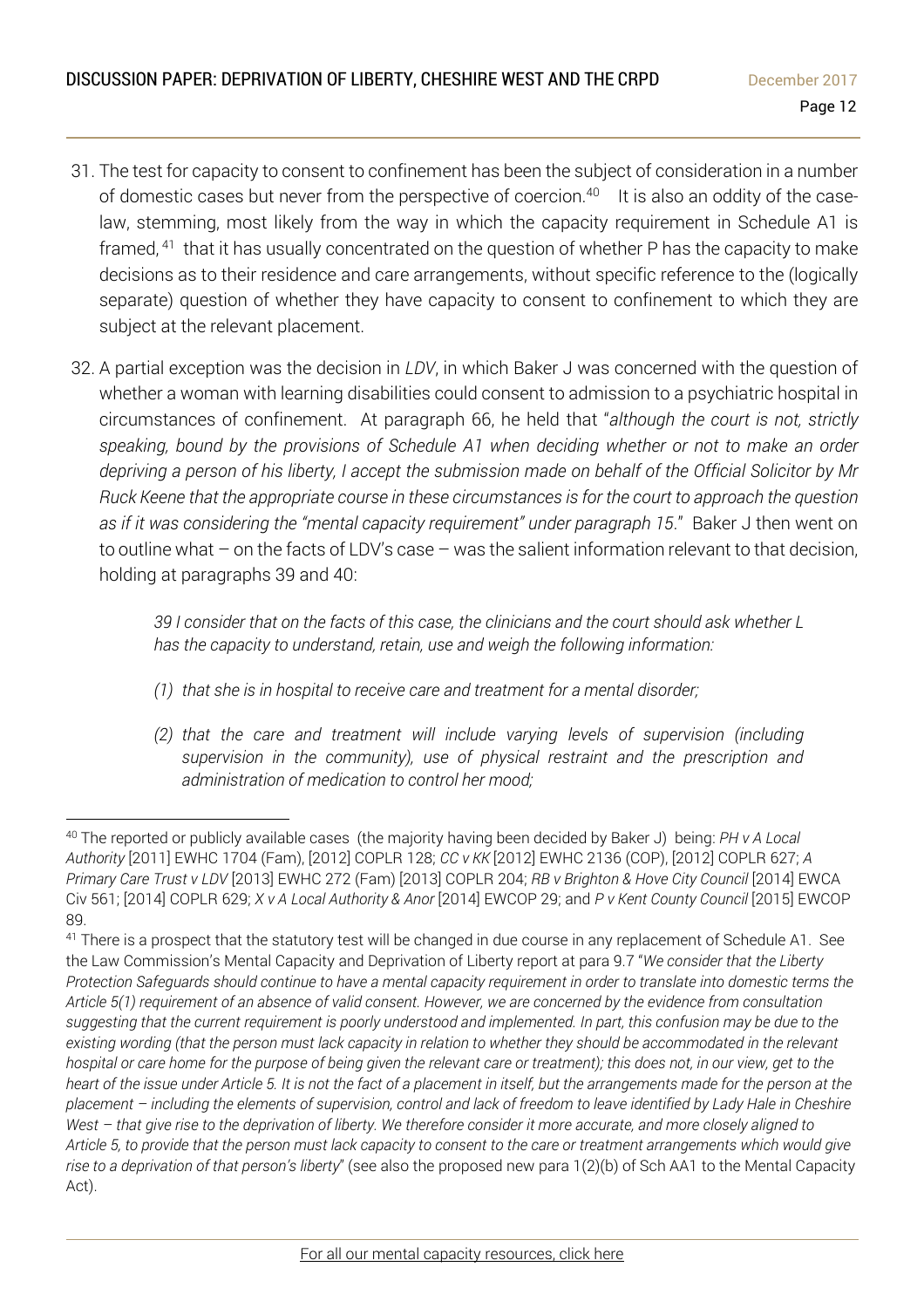31. The test for capacity to consent to confinement has been the subject of consideration in a number of domestic cases but never from the perspective of coercion.[40] It is also an oddity of the case-law, stemming, most likely from the way in which the capacity requirement in Schedule A1 is framed,[41] that it has usually concentrated on the question of whether P has the capacity to make decisions as to their residence and care arrangements, without specific reference to the (logically separate) question of whether they have capacity to consent to confinement to which they are subject at the relevant placement.

32. A partial exception was the decision in *LDV*, in which Baker J was concerned with the question of whether a woman with learning disabilities could consent to admission to a psychiatric hospital in circumstances of confinement. At paragraph 66, he held that "*although the court is not, strictly speaking, bound by the provisions of Schedule A1 when deciding whether or not to make an order depriving a person of his liberty, I accept the submission made on behalf of the Official Solicitor by Mr Ruck Keene that the appropriate course in these circumstances is for the court to approach the question as if it was considering the "mental capacity requirement" under paragraph 15*." Baker J then went on to outline what – on the facts of LDV's case – was the salient information relevant to that decision, holding at paragraphs 39 and 40:

> *39 I consider that on the facts of this case, the clinicians and the court should ask whether L has the capacity to understand, retain, use and weigh the following information:*
>
> *(1) that she is in hospital to receive care and treatment for a mental disorder;*
>
> *(2) that the care and treatment will include varying levels of supervision (including supervision in the community), use of physical restraint and the prescription and administration of medication to control her mood;*

---

[40] The reported or publicly available cases (the majority having been decided by Baker J) being: *PH v A Local Authority* [2011] EWHC 1704 (Fam), [2012] COPLR 128; *CC v KK* [2012] EWHC 2136 (COP), [2012] COPLR 627; *A Primary Care Trust v LDV* [2013] EWHC 272 (Fam) [2013] COPLR 204; *RB v Brighton & Hove City Council* [2014] EWCA Civ 561; [2014] COPLR 629; *X v A Local Authority & Anor* [2014] EWCOP 29; and *P v Kent County Council* [2015] EWCOP 89.

[41] There is a prospect that the statutory test will be changed in due course in any replacement of Schedule A1. See the Law Commission's Mental Capacity and Deprivation of Liberty report at para 9.7 "*We consider that the Liberty Protection Safeguards should continue to have a mental capacity requirement in order to translate into domestic terms the Article 5(1) requirement of an absence of valid consent. However, we are concerned by the evidence from consultation suggesting that the current requirement is poorly understood and implemented. In part, this confusion may be due to the existing wording (that the person must lack capacity in relation to whether they should be accommodated in the relevant hospital or care home for the purpose of being given the relevant care or treatment); this does not, in our view, get to the heart of the issue under Article 5. It is not the fact of a placement in itself, but the arrangements made for the person at the placement – including the elements of supervision, control and lack of freedom to leave identified by Lady Hale in Cheshire West – that give rise to the deprivation of liberty. We therefore consider it more accurate, and more closely aligned to Article 5, to provide that the person must lack capacity to consent to the care or treatment arrangements which would give rise to a deprivation of that person's liberty*" (see also the proposed new para 1(2)(b) of Sch AA1 to the Mental Capacity Act).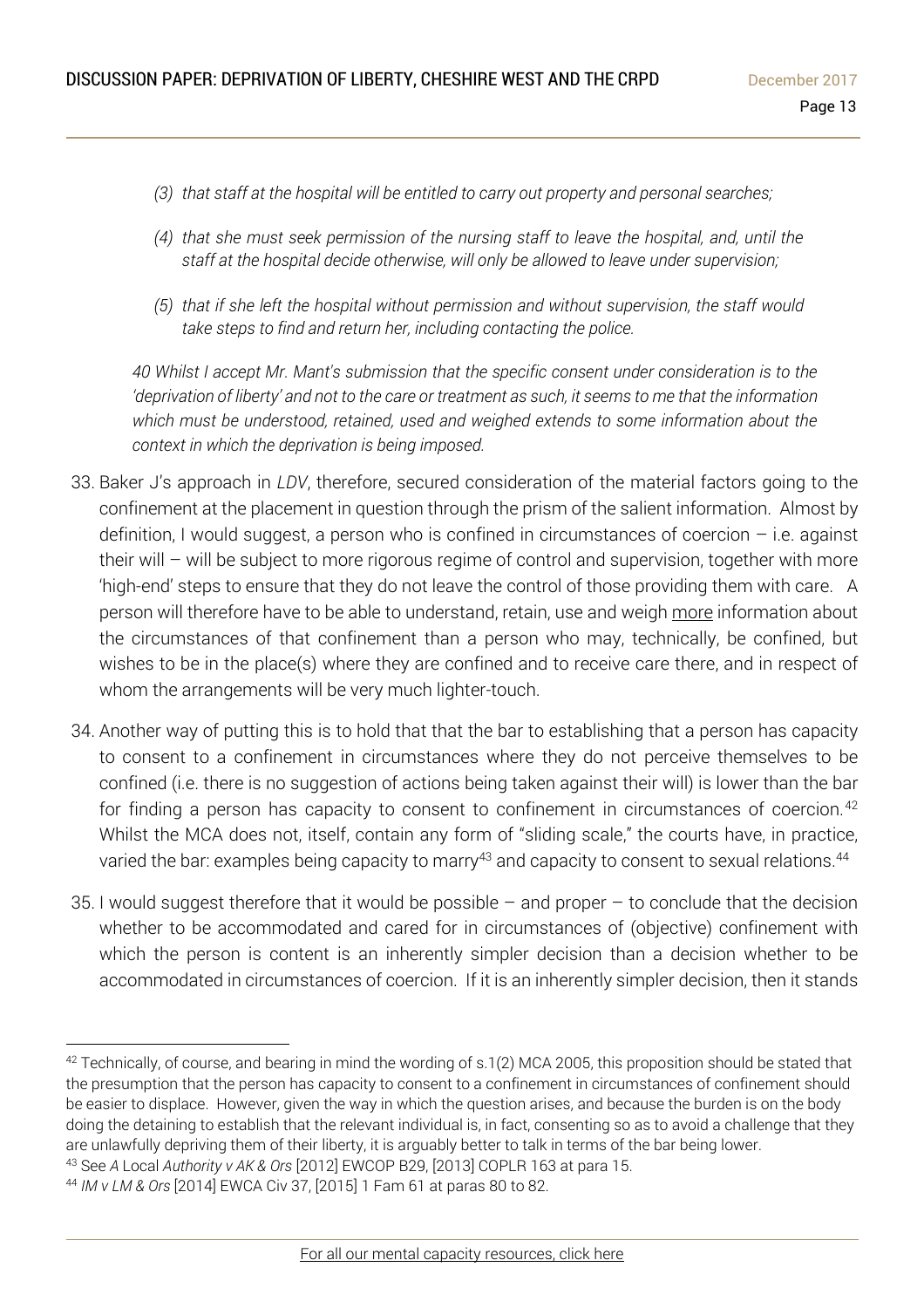*(3) that staff at the hospital will be entitled to carry out property and personal searches;*

*(4) that she must seek permission of the nursing staff to leave the hospital, and, until the staff at the hospital decide otherwise, will only be allowed to leave under supervision;*

*(5) that if she left the hospital without permission and without supervision, the staff would take steps to find and return her, including contacting the police.*

*40 Whilst I accept Mr. Mant's submission that the specific consent under consideration is to the 'deprivation of liberty' and not to the care or treatment as such, it seems to me that the information which must be understood, retained, used and weighed extends to some information about the context in which the deprivation is being imposed.*

33. Baker J's approach in *LDV*, therefore, secured consideration of the material factors going to the confinement at the placement in question through the prism of the salient information. Almost by definition, I would suggest, a person who is confined in circumstances of coercion – i.e. against their will – will be subject to more rigorous regime of control and supervision, together with more 'high-end' steps to ensure that they do not leave the control of those providing them with care. A person will therefore have to be able to understand, retain, use and weigh <u>more</u> information about the circumstances of that confinement than a person who may, technically, be confined, but wishes to be in the place(s) where they are confined and to receive care there, and in respect of whom the arrangements will be very much lighter-touch.

34. Another way of putting this is to hold that that the bar to establishing that a person has capacity to consent to a confinement in circumstances where they do not perceive themselves to be confined (i.e. there is no suggestion of actions being taken against their will) is lower than the bar for finding a person has capacity to consent to confinement in circumstances of coercion.[42] Whilst the MCA does not, itself, contain any form of "sliding scale," the courts have, in practice, varied the bar: examples being capacity to marry[43] and capacity to consent to sexual relations.[44]

35. I would suggest therefore that it would be possible – and proper – to conclude that the decision whether to be accommodated and cared for in circumstances of (objective) confinement with which the person is content is an inherently simpler decision than a decision whether to be accommodated in circumstances of coercion. If it is an inherently simpler decision, then it stands

---

[42] Technically, of course, and bearing in mind the wording of s.1(2) MCA 2005, this proposition should be stated that the presumption that the person has capacity to consent to a confinement in circumstances of confinement should be easier to displace. However, given the way in which the question arises, and because the burden is on the body doing the detaining to establish that the relevant individual is, in fact, consenting so as to avoid a challenge that they are unlawfully depriving them of their liberty, it is arguably better to talk in terms of the bar being lower.

[43] See *A* Local *Authority v AK & Ors* [2012] EWCOP B29, [2013] COPLR 163 at para 15.

[44] *IM v LM & Ors* [2014] EWCA Civ 37, [2015] 1 Fam 61 at paras 80 to 82.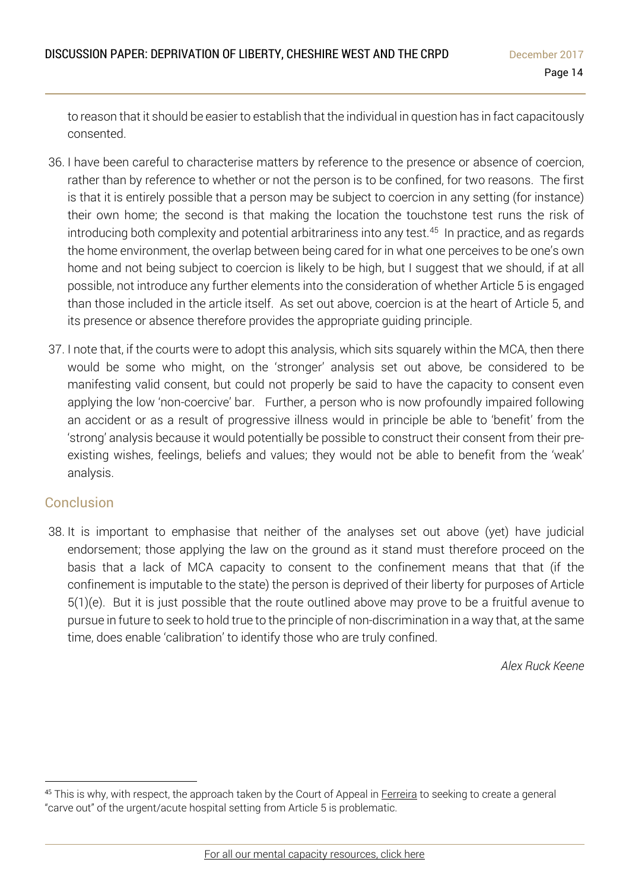to reason that it should be easier to establish that the individual in question has in fact capacitously consented.

36. I have been careful to characterise matters by reference to the presence or absence of coercion, rather than by reference to whether or not the person is to be confined, for two reasons. The first is that it is entirely possible that a person may be subject to coercion in any setting (for instance) their own home; the second is that making the location the touchstone test runs the risk of introducing both complexity and potential arbitrariness into any test.[45] In practice, and as regards the home environment, the overlap between being cared for in what one perceives to be one's own home and not being subject to coercion is likely to be high, but I suggest that we should, if at all possible, not introduce any further elements into the consideration of whether Article 5 is engaged than those included in the article itself. As set out above, coercion is at the heart of Article 5, and its presence or absence therefore provides the appropriate guiding principle.

37. I note that, if the courts were to adopt this analysis, which sits squarely within the MCA, then there would be some who might, on the 'stronger' analysis set out above, be considered to be manifesting valid consent, but could not properly be said to have the capacity to consent even applying the low 'non-coercive' bar. Further, a person who is now profoundly impaired following an accident or as a result of progressive illness would in principle be able to 'benefit' from the 'strong' analysis because it would potentially be possible to construct their consent from their pre-existing wishes, feelings, beliefs and values; they would not be able to benefit from the 'weak' analysis.

## Conclusion

38. It is important to emphasise that neither of the analyses set out above (yet) have judicial endorsement; those applying the law on the ground as it stand must therefore proceed on the basis that a lack of MCA capacity to consent to the confinement means that that (if the confinement is imputable to the state) the person is deprived of their liberty for purposes of Article 5(1)(e). But it is just possible that the route outlined above may prove to be a fruitful avenue to pursue in future to seek to hold true to the principle of non-discrimination in a way that, at the same time, does enable 'calibration' to identify those who are truly confined.

*Alex Ruck Keene*

---

[45] This is why, with respect, the approach taken by the Court of Appeal in Ferreira to seeking to create a general "carve out" of the urgent/acute hospital setting from Article 5 is problematic.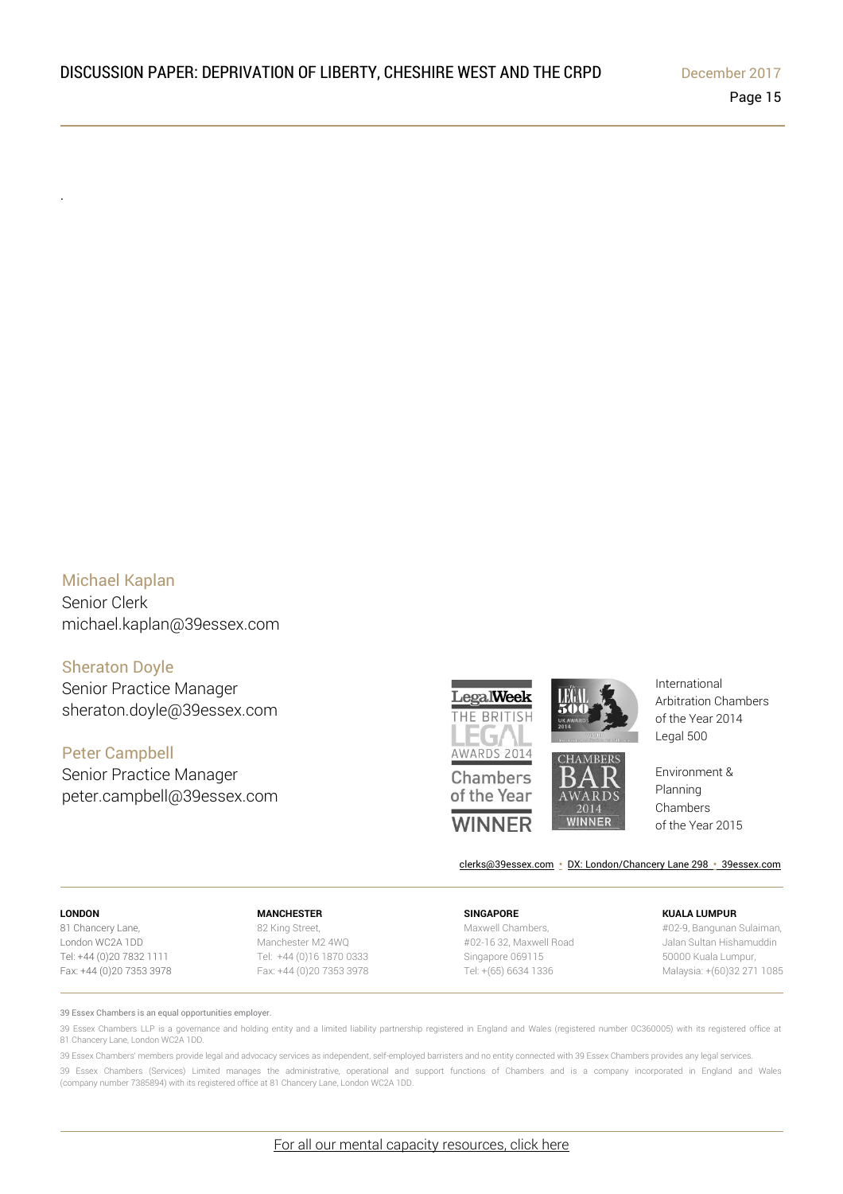Michael Kaplan
Senior Clerk
michael.kaplan@39essex.com

Sheraton Doyle
Senior Practice Manager
sheraton.doyle@39essex.com

Peter Campbell
Senior Practice Manager
peter.campbell@39essex.com

LegalWeek THE BRITISH LEGAL AWARDS 2014 Chambers of the Year WINNER

International Arbitration Chambers of the Year 2014
Legal 500

CHAMBERS BAR AWARDS 2014 WINNER

Environment & Planning Chambers of the Year 2015

clerks@39essex.com • DX: London/Chancery Lane 298 • 39essex.com

**LONDON**
81 Chancery Lane,
London WC2A 1DD
Tel: +44 (0)20 7832 1111
Fax: +44 (0)20 7353 3978

**MANCHESTER**
82 King Street,
Manchester M2 4WQ
Tel: +44 (0)16 1870 0333
Fax: +44 (0)20 7353 3978

**SINGAPORE**
Maxwell Chambers,
#02-16 32, Maxwell Road
Singapore 069115
Tel: +(65) 6634 1336

**KUALA LUMPUR**
#02-9, Bangunan Sulaiman,
Jalan Sultan Hishamuddin
50000 Kuala Lumpur,
Malaysia: +(60)32 271 1085

39 Essex Chambers is an equal opportunities employer.

39 Essex Chambers LLP is a governance and holding entity and a limited liability partnership registered in England and Wales (registered number 0C360005) with its registered office at 81 Chancery Lane, London WC2A 1DD.

39 Essex Chambers' members provide legal and advocacy services as independent, self-employed barristers and no entity connected with 39 Essex Chambers provides any legal services.

39 Essex Chambers (Services) Limited manages the administrative, operational and support functions of Chambers and is a company incorporated in England and Wales (company number 7385894) with its registered office at 81 Chancery Lane, London WC2A 1DD.

For all our mental capacity resources, click here